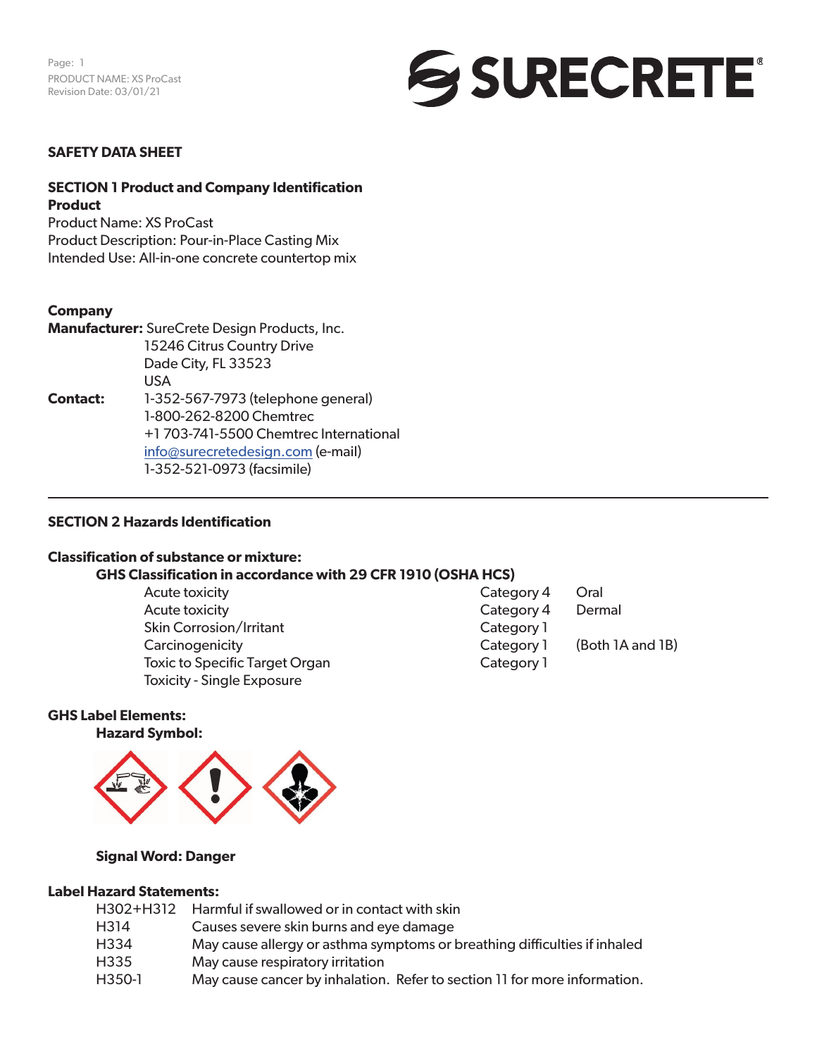# SAFETY DATA SHEET

## SECTION 1 Product and Company Identification

**Product**

Product Name: XS ProCast
Product Description: Pour-in-Place Casting Mix
Intended Use: All-in-one concrete countertop mix

**Company**

**Manufacturer:** SureCrete Design Products, Inc.
15246 Citrus Country Drive
Dade City, FL 33523
USA

**Contact:** 1-352-567-7973 (telephone general)
1-800-262-8200 Chemtrec
+1 703-741-5500 Chemtrec International
info@surecretedesign.com (e-mail)
1-352-521-0973 (facsimile)

---

## SECTION 2 Hazards Identification

**Classification of substance or mixture:**

**GHS Classification in accordance with 29 CFR 1910 (OSHA HCS)**

| | | |
|---|---|---|
| Acute toxicity | Category 4 | Oral |
| Acute toxicity | Category 4 | Dermal |
| Skin Corrosion/Irritant | Category 1 | |
| Carcinogenicity | Category 1 | (Both 1A and 1B) |
| Toxic to Specific Target Organ Toxicity - Single Exposure | Category 1 | |

**GHS Label Elements:**

**Hazard Symbol:**

**Signal Word: Danger**

**Label Hazard Statements:**

| | |
|---|---|
| H302+H312 | Harmful if swallowed or in contact with skin |
| H314 | Causes severe skin burns and eye damage |
| H334 | May cause allergy or asthma symptoms or breathing difficulties if inhaled |
| H335 | May cause respiratory irritation |
| H350-1 | May cause cancer by inhalation. Refer to section 11 for more information. |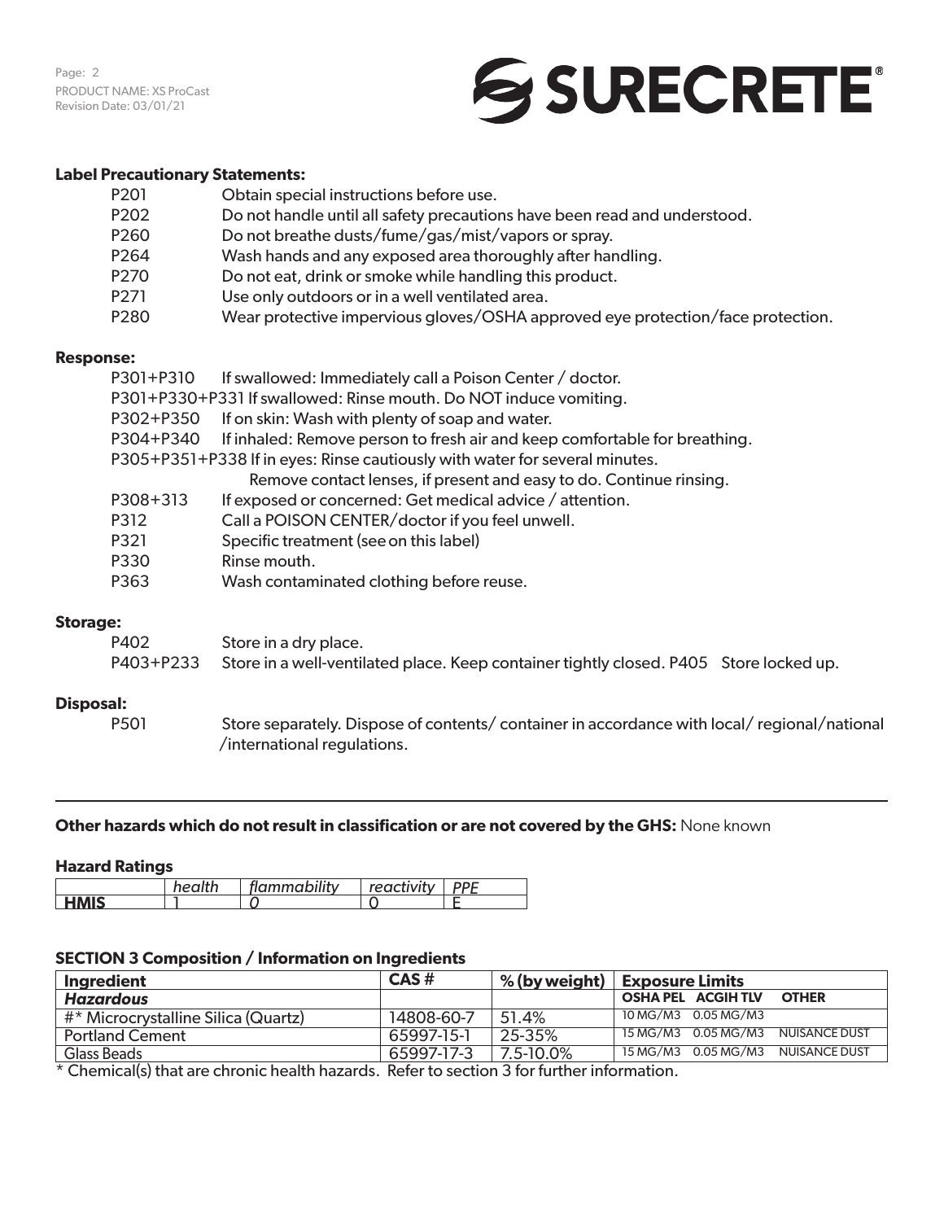**Label Precautionary Statements:**

| | |
|---|---|
| P201 | Obtain special instructions before use. |
| P202 | Do not handle until all safety precautions have been read and understood. |
| P260 | Do not breathe dusts/fume/gas/mist/vapors or spray. |
| P264 | Wash hands and any exposed area thoroughly after handling. |
| P270 | Do not eat, drink or smoke while handling this product. |
| P271 | Use only outdoors or in a well ventilated area. |
| P280 | Wear protective impervious gloves/OSHA approved eye protection/face protection. |

**Response:**

P301+P310 If swallowed: Immediately call a Poison Center / doctor.

P301+P330+P331 If swallowed: Rinse mouth. Do NOT induce vomiting.

P302+P350 If on skin: Wash with plenty of soap and water.

P304+P340 If inhaled: Remove person to fresh air and keep comfortable for breathing.

P305+P351+P338 If in eyes: Rinse cautiously with water for several minutes.
Remove contact lenses, if present and easy to do. Continue rinsing.

P308+313 If exposed or concerned: Get medical advice / attention.

P312 Call a POISON CENTER/doctor if you feel unwell.

P321 Specific treatment (see on this label)

P330 Rinse mouth.

P363 Wash contaminated clothing before reuse.

**Storage:**

P402 Store in a dry place.

P403+P233 Store in a well-ventilated place. Keep container tightly closed. P405 Store locked up.

**Disposal:**

P501 Store separately. Dispose of contents/ container in accordance with local/ regional/national /international regulations.

---

**Other hazards which do not result in classification or are not covered by the GHS:** None known

**Hazard Ratings**

| | *health* | *flammability* | *reactivity* | *PPE* |
|---|---|---|---|---|
| **HMIS** | 1 | *0* | 0 | E |

**SECTION 3 Composition / Information on Ingredients**

| **Ingredient** | **CAS #** | **% (by weight)** | **Exposure Limits** | | |
|---|---|---|---|---|---|
| ***Hazardous*** | | | **OSHA PEL** | **ACGIH TLV** | **OTHER** |
| #* Microcrystalline Silica (Quartz) | 14808-60-7 | 51.4% | 10 MG/M3 | 0.05 MG/M3 | |
| Portland Cement | 65997-15-1 | 25-35% | 15 MG/M3 | 0.05 MG/M3 | NUISANCE DUST |
| Glass Beads | 65997-17-3 | 7.5-10.0% | 15 MG/M3 | 0.05 MG/M3 | NUISANCE DUST |

* Chemical(s) that are chronic health hazards. Refer to section 3 for further information.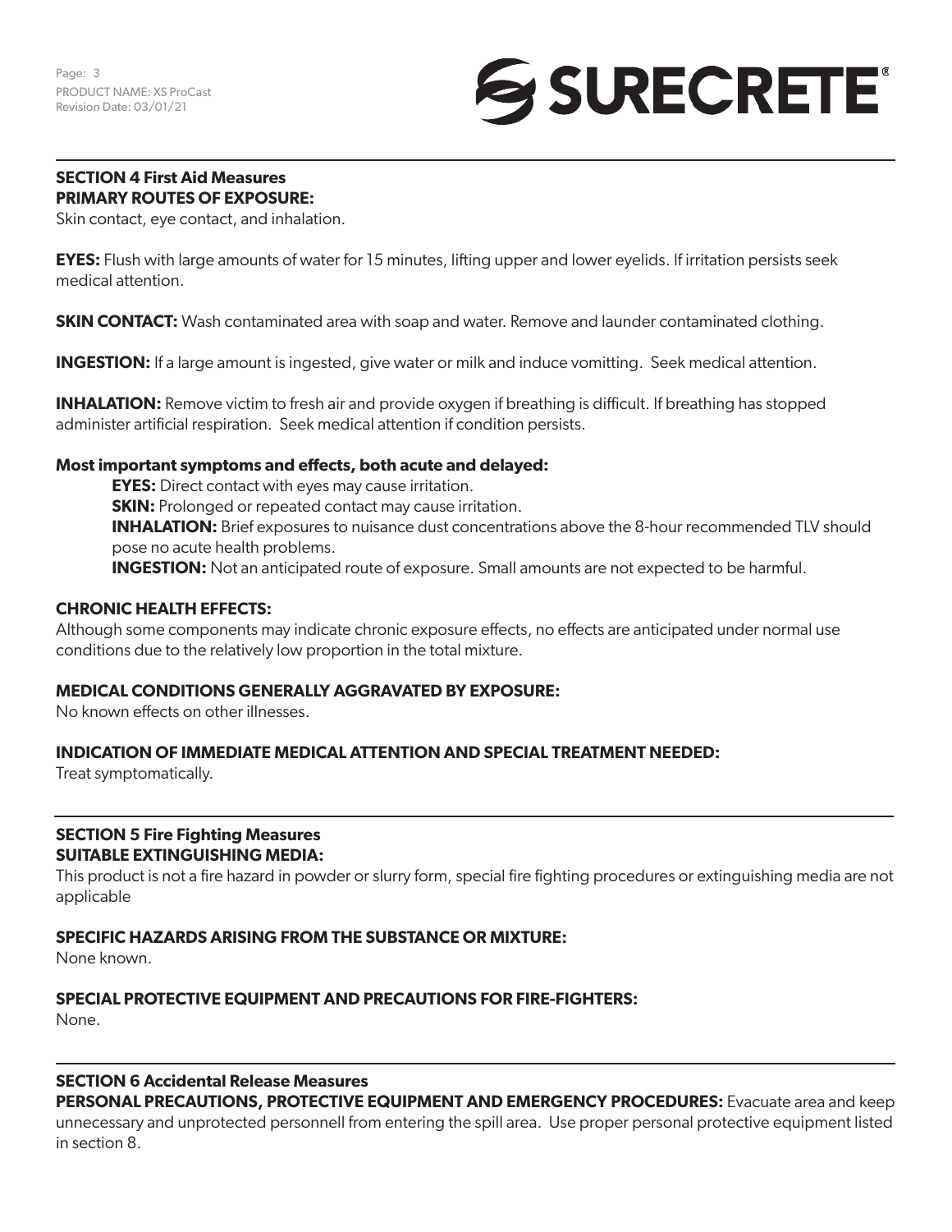## SECTION 4 First Aid Measures

**PRIMARY ROUTES OF EXPOSURE:**

Skin contact, eye contact, and inhalation.

**EYES:** Flush with large amounts of water for 15 minutes, lifting upper and lower eyelids. If irritation persists seek medical attention.

**SKIN CONTACT:** Wash contaminated area with soap and water. Remove and launder contaminated clothing.

**INGESTION:** If a large amount is ingested, give water or milk and induce vomitting. Seek medical attention.

**INHALATION:** Remove victim to fresh air and provide oxygen if breathing is difficult. If breathing has stopped administer artificial respiration. Seek medical attention if condition persists.

**Most important symptoms and effects, both acute and delayed:**

**EYES:** Direct contact with eyes may cause irritation.
**SKIN:** Prolonged or repeated contact may cause irritation.
**INHALATION:** Brief exposures to nuisance dust concentrations above the 8-hour recommended TLV should pose no acute health problems.
**INGESTION:** Not an anticipated route of exposure. Small amounts are not expected to be harmful.

**CHRONIC HEALTH EFFECTS:**

Although some components may indicate chronic exposure effects, no effects are anticipated under normal use conditions due to the relatively low proportion in the total mixture.

**MEDICAL CONDITIONS GENERALLY AGGRAVATED BY EXPOSURE:**

No known effects on other illnesses.

**INDICATION OF IMMEDIATE MEDICAL ATTENTION AND SPECIAL TREATMENT NEEDED:**

Treat symptomatically.

## SECTION 5 Fire Fighting Measures

**SUITABLE EXTINGUISHING MEDIA:**

This product is not a fire hazard in powder or slurry form, special fire fighting procedures or extinguishing media are not applicable

**SPECIFIC HAZARDS ARISING FROM THE SUBSTANCE OR MIXTURE:**

None known.

**SPECIAL PROTECTIVE EQUIPMENT AND PRECAUTIONS FOR FIRE-FIGHTERS:**

None.

## SECTION 6 Accidental Release Measures

**PERSONAL PRECAUTIONS, PROTECTIVE EQUIPMENT AND EMERGENCY PROCEDURES:** Evacuate area and keep unnecessary and unprotected personnell from entering the spill area. Use proper personal protective equipment listed in section 8.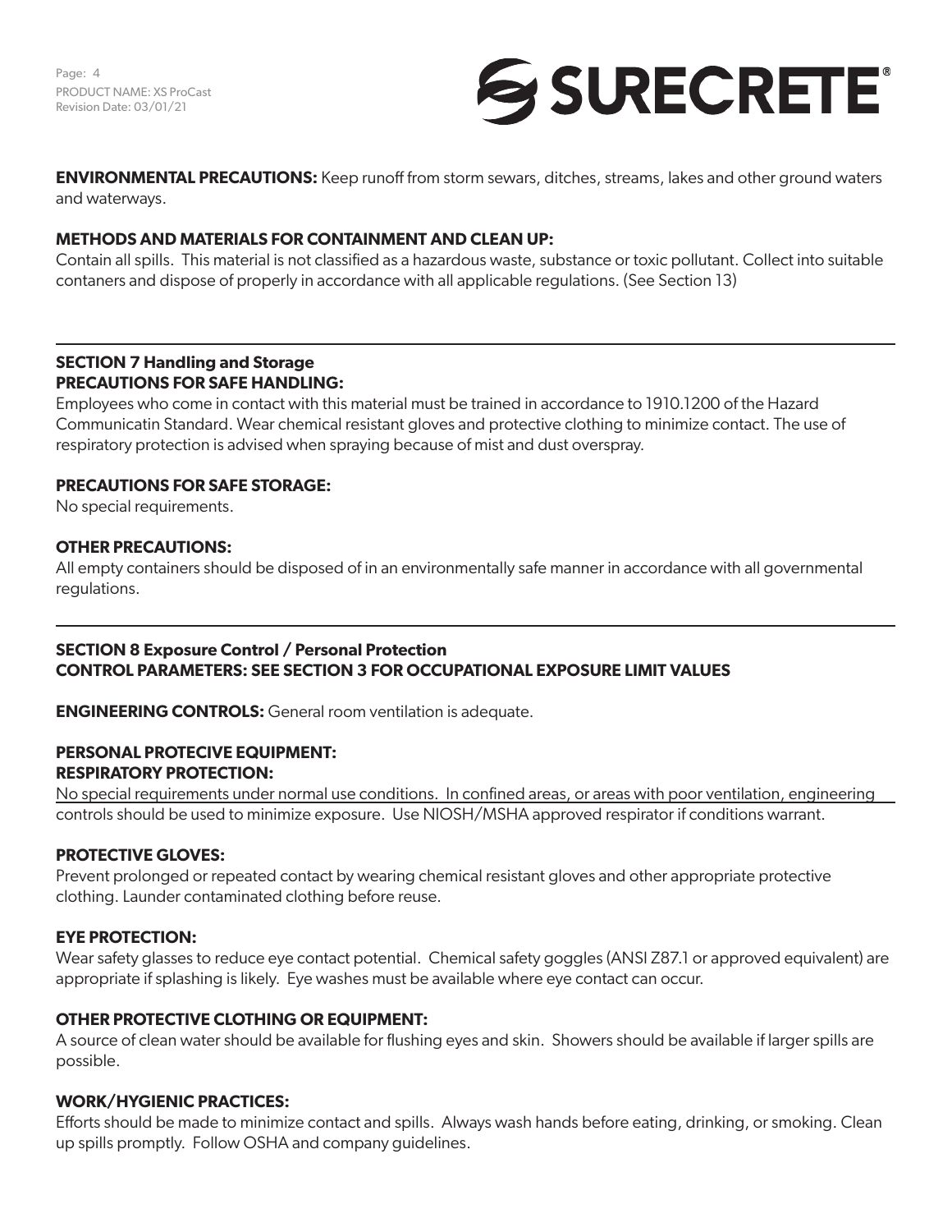**ENVIRONMENTAL PRECAUTIONS:** Keep runoff from storm sewars, ditches, streams, lakes and other ground waters and waterways.

**METHODS AND MATERIALS FOR CONTAINMENT AND CLEAN UP:**

Contain all spills. This material is not classified as a hazardous waste, substance or toxic pollutant. Collect into suitable contaners and dispose of properly in accordance with all applicable regulations. (See Section 13)

---

## SECTION 7 Handling and Storage

**PRECAUTIONS FOR SAFE HANDLING:**

Employees who come in contact with this material must be trained in accordance to 1910.1200 of the Hazard Communicatin Standard. Wear chemical resistant gloves and protective clothing to minimize contact. The use of respiratory protection is advised when spraying because of mist and dust overspray.

**PRECAUTIONS FOR SAFE STORAGE:**

No special requirements.

**OTHER PRECAUTIONS:**

All empty containers should be disposed of in an environmentally safe manner in accordance with all governmental regulations.

---

## SECTION 8 Exposure Control / Personal Protection

**CONTROL PARAMETERS: SEE SECTION 3 FOR OCCUPATIONAL EXPOSURE LIMIT VALUES**

**ENGINEERING CONTROLS:** General room ventilation is adequate.

**PERSONAL PROTECIVE EQUIPMENT:**

**RESPIRATORY PROTECTION:**

No special requirements under normal use conditions. In confined areas, or areas with poor ventilation, engineering controls should be used to minimize exposure. Use NIOSH/MSHA approved respirator if conditions warrant.

**PROTECTIVE GLOVES:**

Prevent prolonged or repeated contact by wearing chemical resistant gloves and other appropriate protective clothing. Launder contaminated clothing before reuse.

**EYE PROTECTION:**

Wear safety glasses to reduce eye contact potential. Chemical safety goggles (ANSI Z87.1 or approved equivalent) are appropriate if splashing is likely. Eye washes must be available where eye contact can occur.

**OTHER PROTECTIVE CLOTHING OR EQUIPMENT:**

A source of clean water should be available for flushing eyes and skin. Showers should be available if larger spills are possible.

**WORK/HYGIENIC PRACTICES:**

Efforts should be made to minimize contact and spills. Always wash hands before eating, drinking, or smoking. Clean up spills promptly. Follow OSHA and company guidelines.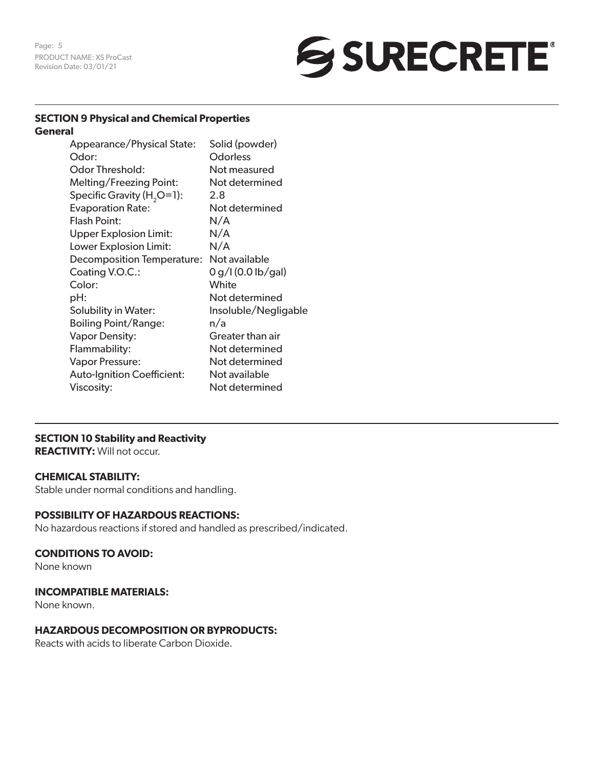## SECTION 9 Physical and Chemical Properties

### General

| | |
|---|---|
| Appearance/Physical State: | Solid (powder) |
| Odor: | Odorless |
| Odor Threshold: | Not measured |
| Melting/Freezing Point: | Not determined |
| Specific Gravity ($H_2O$=1): | 2.8 |
| Evaporation Rate: | Not determined |
| Flash Point: | N/A |
| Upper Explosion Limit: | N/A |
| Lower Explosion Limit: | N/A |
| Decomposition Temperature: | Not available |
| Coating V.O.C.: | 0 g/l (0.0 lb/gal) |
| Color: | White |
| pH: | Not determined |
| Solubility in Water: | Insoluble/Negligable |
| Boiling Point/Range: | n/a |
| Vapor Density: | Greater than air |
| Flammability: | Not determined |
| Vapor Pressure: | Not determined |
| Auto-Ignition Coefficient: | Not available |
| Viscosity: | Not determined |

## SECTION 10 Stability and Reactivity

**REACTIVITY:** Will not occur.

**CHEMICAL STABILITY:**
Stable under normal conditions and handling.

**POSSIBILITY OF HAZARDOUS REACTIONS:**
No hazardous reactions if stored and handled as prescribed/indicated.

**CONDITIONS TO AVOID:**
None known

**INCOMPATIBLE MATERIALS:**
None known.

**HAZARDOUS DECOMPOSITION OR BYPRODUCTS:**
Reacts with acids to liberate Carbon Dioxide.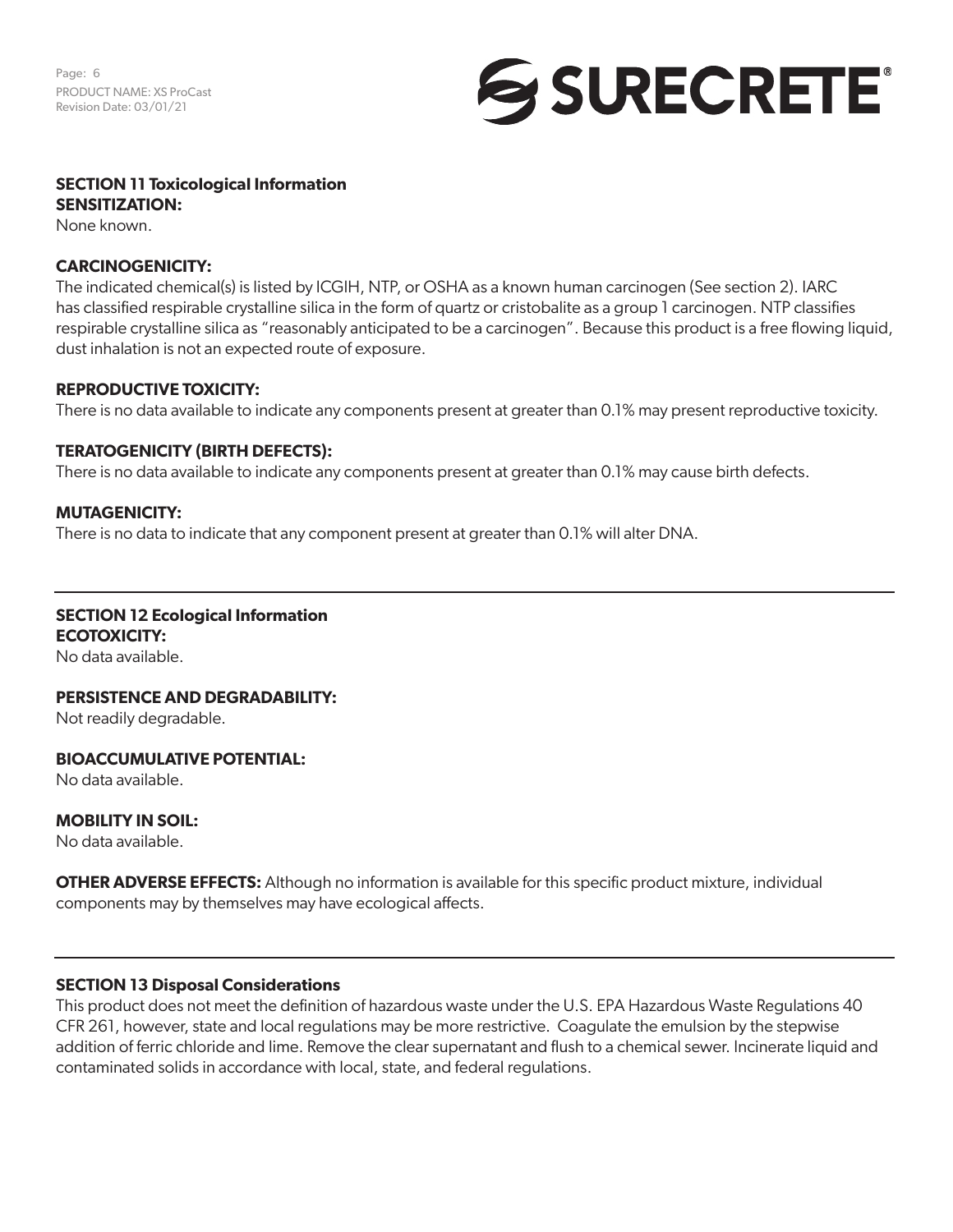## SECTION 11 Toxicological Information

**SENSITIZATION:**

None known.

**CARCINOGENICITY:**

The indicated chemical(s) is listed by ICGIH, NTP, or OSHA as a known human carcinogen (See section 2). IARC has classified respirable crystalline silica in the form of quartz or cristobalite as a group 1 carcinogen. NTP classifies respirable crystalline silica as "reasonably anticipated to be a carcinogen". Because this product is a free flowing liquid, dust inhalation is not an expected route of exposure.

**REPRODUCTIVE TOXICITY:**

There is no data available to indicate any components present at greater than 0.1% may present reproductive toxicity.

**TERATOGENICITY (BIRTH DEFECTS):**

There is no data available to indicate any components present at greater than 0.1% may cause birth defects.

**MUTAGENICITY:**

There is no data to indicate that any component present at greater than 0.1% will alter DNA.

## SECTION 12 Ecological Information

**ECOTOXICITY:**

No data available.

**PERSISTENCE AND DEGRADABILITY:**

Not readily degradable.

**BIOACCUMULATIVE POTENTIAL:**

No data available.

**MOBILITY IN SOIL:**

No data available.

**OTHER ADVERSE EFFECTS:** Although no information is available for this specific product mixture, individual components may by themselves may have ecological affects.

## SECTION 13 Disposal Considerations

This product does not meet the definition of hazardous waste under the U.S. EPA Hazardous Waste Regulations 40 CFR 261, however, state and local regulations may be more restrictive. Coagulate the emulsion by the stepwise addition of ferric chloride and lime. Remove the clear supernatant and flush to a chemical sewer. Incinerate liquid and contaminated solids in accordance with local, state, and federal regulations.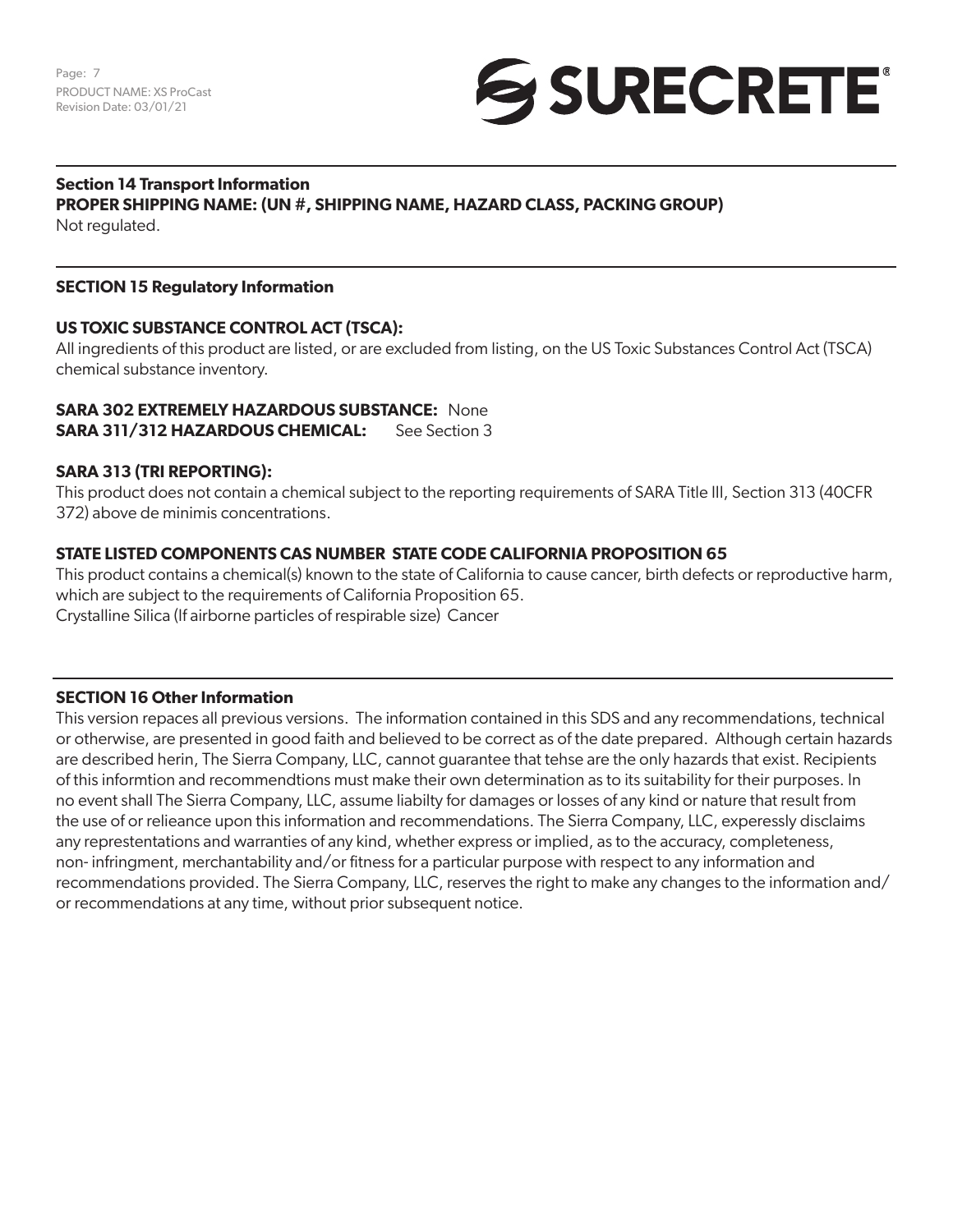## Section 14 Transport Information

**PROPER SHIPPING NAME: (UN #, SHIPPING NAME, HAZARD CLASS, PACKING GROUP)**
Not regulated.

## SECTION 15 Regulatory Information

**US TOXIC SUBSTANCE CONTROL ACT (TSCA):**
All ingredients of this product are listed, or are excluded from listing, on the US Toxic Substances Control Act (TSCA) chemical substance inventory.

**SARA 302 EXTREMELY HAZARDOUS SUBSTANCE:** None
**SARA 311/312 HAZARDOUS CHEMICAL:** See Section 3

**SARA 313 (TRI REPORTING):**
This product does not contain a chemical subject to the reporting requirements of SARA Title III, Section 313 (40CFR 372) above de minimis concentrations.

**STATE LISTED COMPONENTS CAS NUMBER STATE CODE CALIFORNIA PROPOSITION 65**
This product contains a chemical(s) known to the state of California to cause cancer, birth defects or reproductive harm, which are subject to the requirements of California Proposition 65.
Crystalline Silica (If airborne particles of respirable size) Cancer

## SECTION 16 Other Information

This version repaces all previous versions. The information contained in this SDS and any recommendations, technical or otherwise, are presented in good faith and believed to be correct as of the date prepared. Although certain hazards are described herin, The Sierra Company, LLC, cannot guarantee that tehse are the only hazards that exist. Recipients of this informtion and recommendtions must make their own determination as to its suitability for their purposes. In no event shall The Sierra Company, LLC, assume liabilty for damages or losses of any kind or nature that result from the use of or relieance upon this information and recommendations. The Sierra Company, LLC, experessly disclaims any represententations and warranties of any kind, whether express or implied, as to the accuracy, completeness, non- infringment, merchantability and/or fitness for a particular purpose with respect to any information and recommendations provided. The Sierra Company, LLC, reserves the right to make any changes to the information and/or recommendations at any time, without prior subsequent notice.